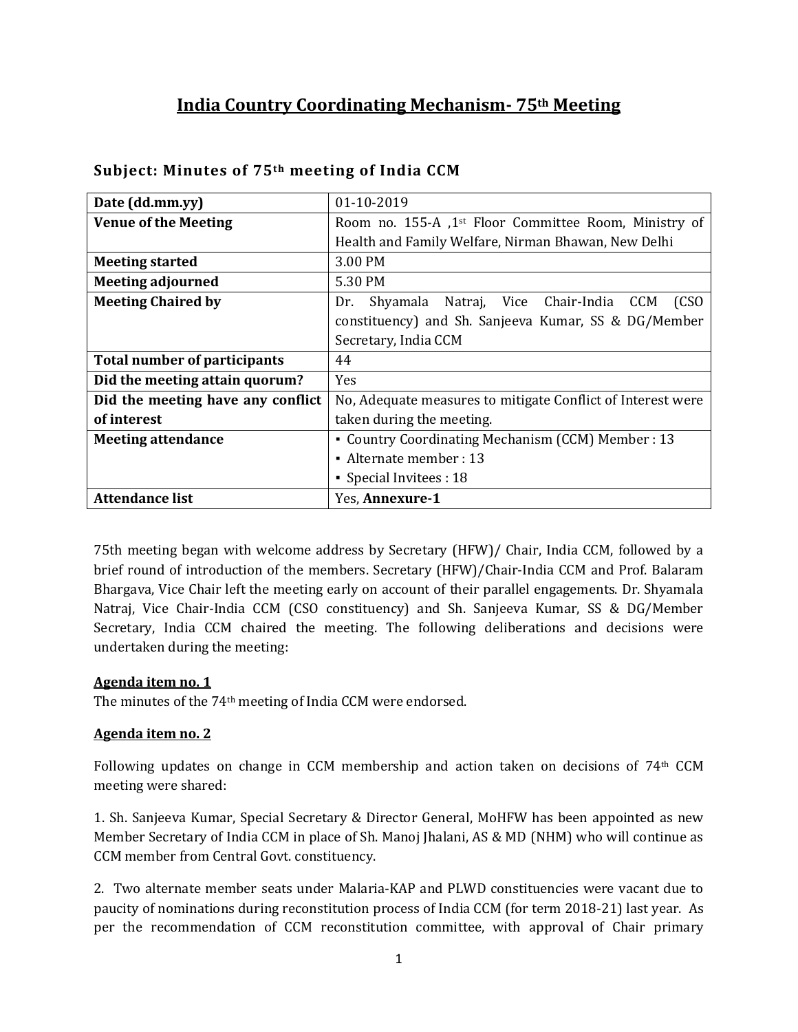# India Country Coordinating Mechanism- 75th Meeting

### Subject: Minutes of 75th meeting of India CCM

| Date (dd.mm.yy) | 01-10-2019 |
|---|---|
| **Venue of the Meeting** | Room no. 155-A ,1st Floor Committee Room, Ministry of Health and Family Welfare, Nirman Bhawan, New Delhi |
| **Meeting started** | 3.00 PM |
| **Meeting adjourned** | 5.30 PM |
| **Meeting Chaired by** | Dr. Shyamala Natraj, Vice Chair-India CCM (CSO constituency) and Sh. Sanjeeva Kumar, SS & DG/Member Secretary, India CCM |
| **Total number of participants** | 44 |
| **Did the meeting attain quorum?** | Yes |
| **Did the meeting have any conflict of interest** | No, Adequate measures to mitigate Conflict of Interest were taken during the meeting. |
| **Meeting attendance** | ▪ Country Coordinating Mechanism (CCM) Member : 13<br>▪ Alternate member : 13<br>▪ Special Invitees : 18 |
| **Attendance list** | Yes, **Annexure-1** |

75th meeting began with welcome address by Secretary (HFW)/ Chair, India CCM, followed by a brief round of introduction of the members. Secretary (HFW)/Chair-India CCM and Prof. Balaram Bhargava, Vice Chair left the meeting early on account of their parallel engagements. Dr. Shyamala Natraj, Vice Chair-India CCM (CSO constituency) and Sh. Sanjeeva Kumar, SS & DG/Member Secretary, India CCM chaired the meeting. The following deliberations and decisions were undertaken during the meeting:

**Agenda item no. 1**

The minutes of the 74th meeting of India CCM were endorsed.

**Agenda item no. 2**

Following updates on change in CCM membership and action taken on decisions of 74th CCM meeting were shared:

1. Sh. Sanjeeva Kumar, Special Secretary & Director General, MoHFW has been appointed as new Member Secretary of India CCM in place of Sh. Manoj Jhalani, AS & MD (NHM) who will continue as CCM member from Central Govt. constituency.

2. Two alternate member seats under Malaria-KAP and PLWD constituencies were vacant due to paucity of nominations during reconstitution process of India CCM (for term 2018-21) last year. As per the recommendation of CCM reconstitution committee, with approval of Chair primary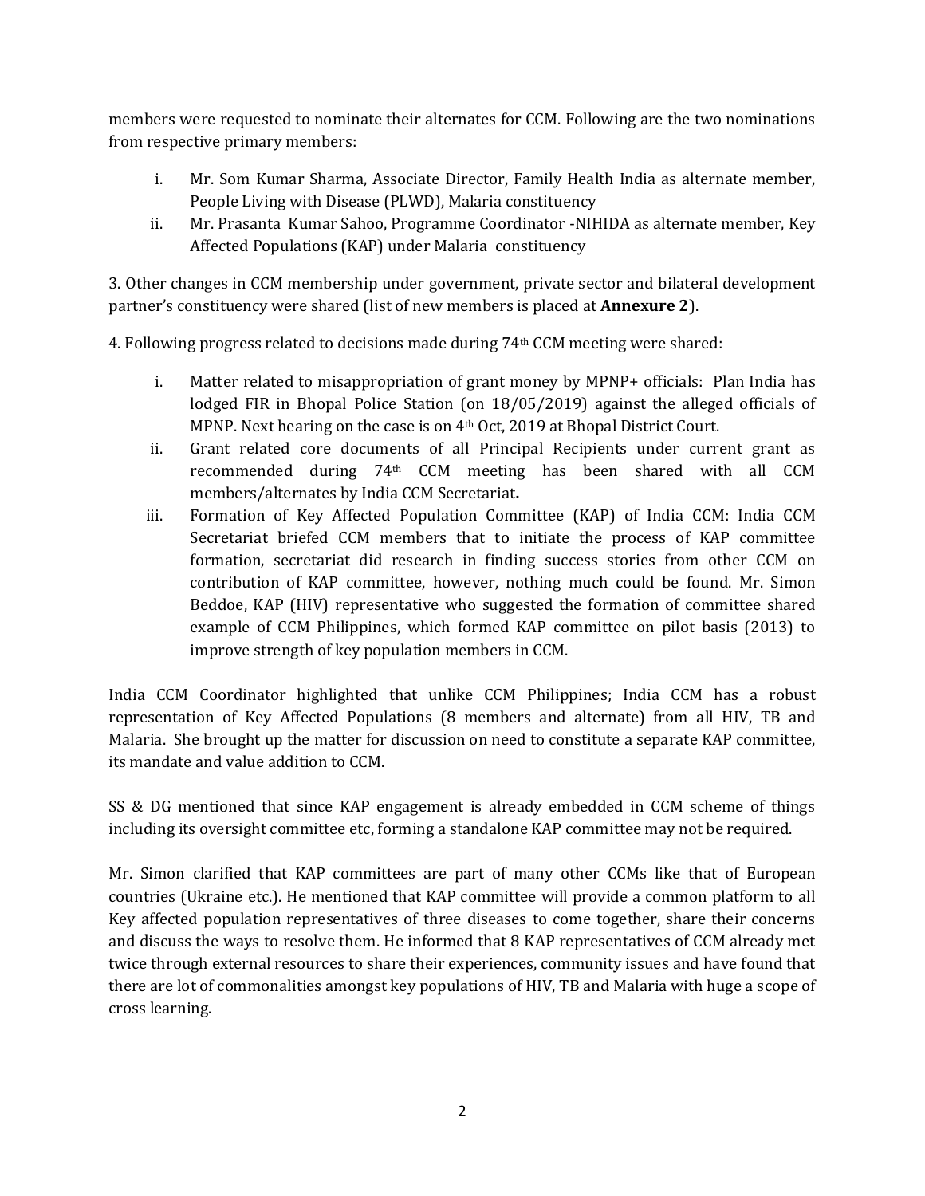members were requested to nominate their alternates for CCM. Following are the two nominations from respective primary members:

i. Mr. Som Kumar Sharma, Associate Director, Family Health India as alternate member, People Living with Disease (PLWD), Malaria constituency
ii. Mr. Prasanta Kumar Sahoo, Programme Coordinator -NIHIDA as alternate member, Key Affected Populations (KAP) under Malaria constituency

3. Other changes in CCM membership under government, private sector and bilateral development partner's constituency were shared (list of new members is placed at **Annexure 2**).

4. Following progress related to decisions made during 74th CCM meeting were shared:

i. Matter related to misappropriation of grant money by MPNP+ officials: Plan India has lodged FIR in Bhopal Police Station (on 18/05/2019) against the alleged officials of MPNP. Next hearing on the case is on 4th Oct, 2019 at Bhopal District Court.
ii. Grant related core documents of all Principal Recipients under current grant as recommended during 74th CCM meeting has been shared with all CCM members/alternates by India CCM Secretariat**.**
iii. Formation of Key Affected Population Committee (KAP) of India CCM: India CCM Secretariat briefed CCM members that to initiate the process of KAP committee formation, secretariat did research in finding success stories from other CCM on contribution of KAP committee, however, nothing much could be found. Mr. Simon Beddoe, KAP (HIV) representative who suggested the formation of committee shared example of CCM Philippines, which formed KAP committee on pilot basis (2013) to improve strength of key population members in CCM.

India CCM Coordinator highlighted that unlike CCM Philippines; India CCM has a robust representation of Key Affected Populations (8 members and alternate) from all HIV, TB and Malaria. She brought up the matter for discussion on need to constitute a separate KAP committee, its mandate and value addition to CCM.

SS & DG mentioned that since KAP engagement is already embedded in CCM scheme of things including its oversight committee etc, forming a standalone KAP committee may not be required.

Mr. Simon clarified that KAP committees are part of many other CCMs like that of European countries (Ukraine etc.). He mentioned that KAP committee will provide a common platform to all Key affected population representatives of three diseases to come together, share their concerns and discuss the ways to resolve them. He informed that 8 KAP representatives of CCM already met twice through external resources to share their experiences, community issues and have found that there are lot of commonalities amongst key populations of HIV, TB and Malaria with huge a scope of cross learning.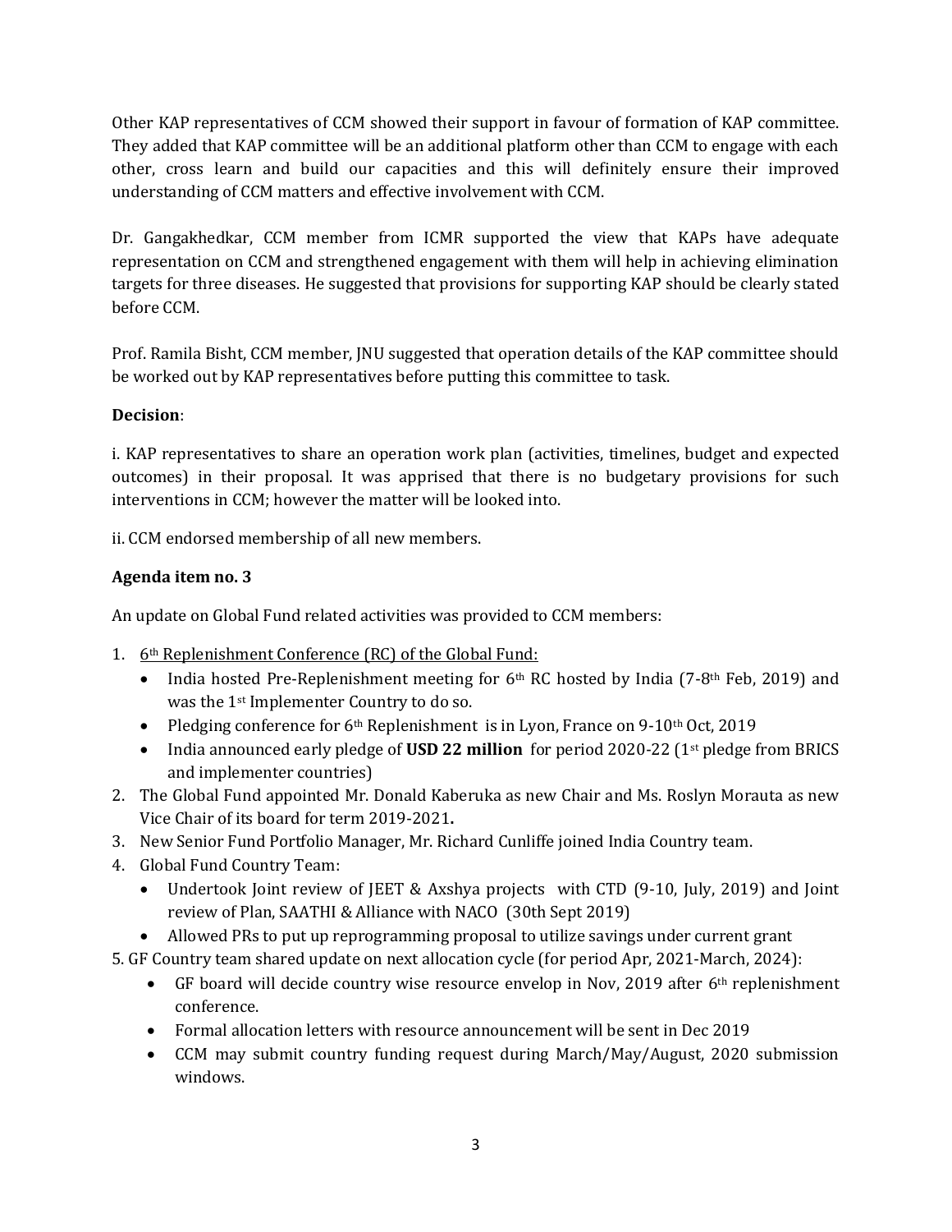Other KAP representatives of CCM showed their support in favour of formation of KAP committee. They added that KAP committee will be an additional platform other than CCM to engage with each other, cross learn and build our capacities and this will definitely ensure their improved understanding of CCM matters and effective involvement with CCM.

Dr. Gangakhedkar, CCM member from ICMR supported the view that KAPs have adequate representation on CCM and strengthened engagement with them will help in achieving elimination targets for three diseases. He suggested that provisions for supporting KAP should be clearly stated before CCM.

Prof. Ramila Bisht, CCM member, JNU suggested that operation details of the KAP committee should be worked out by KAP representatives before putting this committee to task.

**Decision**:

i. KAP representatives to share an operation work plan (activities, timelines, budget and expected outcomes) in their proposal. It was apprised that there is no budgetary provisions for such interventions in CCM; however the matter will be looked into.

ii. CCM endorsed membership of all new members.

**Agenda item no. 3**

An update on Global Fund related activities was provided to CCM members:

1. 6th Replenishment Conference (RC) of the Global Fund:
   - India hosted Pre-Replenishment meeting for 6th RC hosted by India (7-8th Feb, 2019) and was the 1st Implementer Country to do so.
   - Pledging conference for 6th Replenishment is in Lyon, France on 9-10th Oct, 2019
   - India announced early pledge of **USD 22 million** for period 2020-22 (1st pledge from BRICS and implementer countries)
2. The Global Fund appointed Mr. Donald Kaberuka as new Chair and Ms. Roslyn Morauta as new Vice Chair of its board for term 2019-2021**.**
3. New Senior Fund Portfolio Manager, Mr. Richard Cunliffe joined India Country team.
4. Global Fund Country Team:
   - Undertook Joint review of JEET & Axshya projects with CTD (9-10, July, 2019) and Joint review of Plan, SAATHI & Alliance with NACO (30th Sept 2019)
   - Allowed PRs to put up reprogramming proposal to utilize savings under current grant
5. GF Country team shared update on next allocation cycle (for period Apr, 2021-March, 2024):
   - GF board will decide country wise resource envelop in Nov, 2019 after 6th replenishment conference.
   - Formal allocation letters with resource announcement will be sent in Dec 2019
   - CCM may submit country funding request during March/May/August, 2020 submission windows.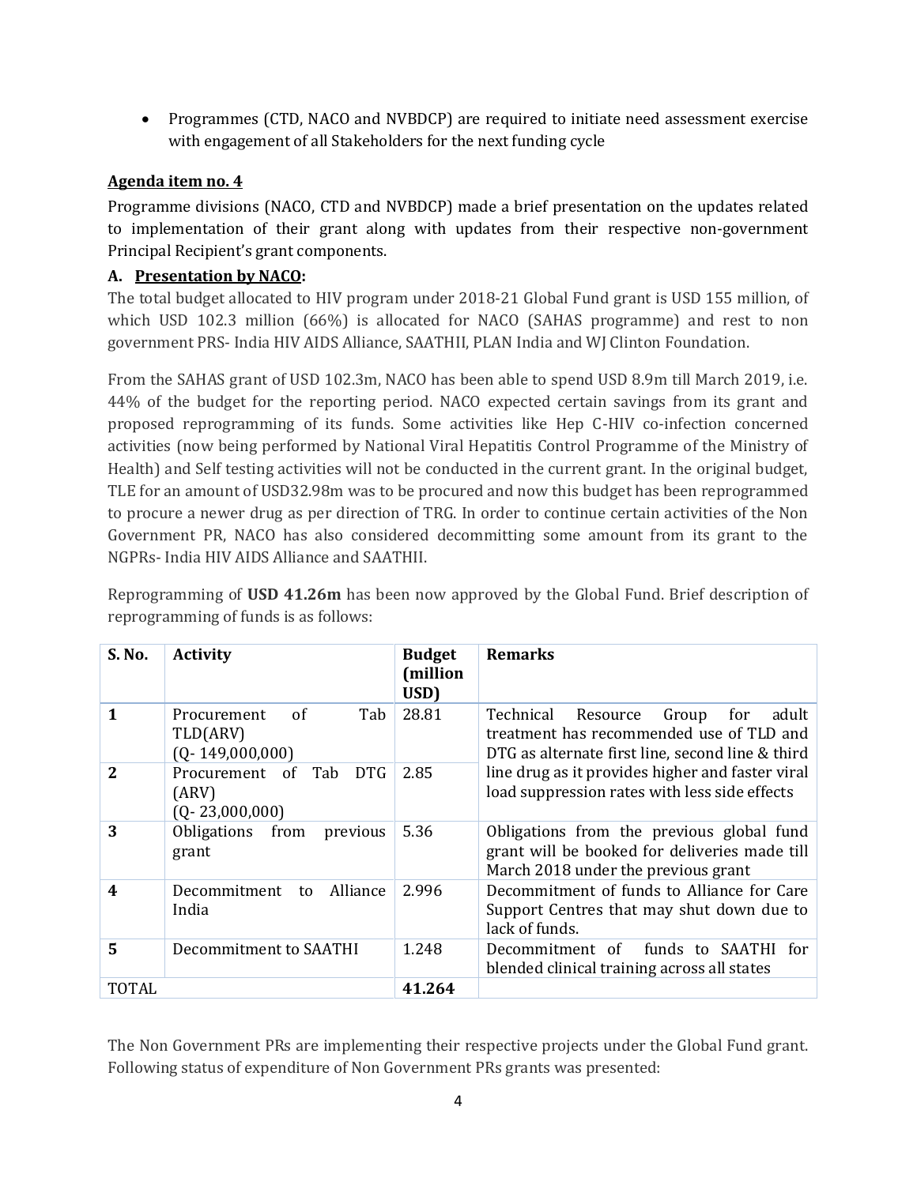- Programmes (CTD, NACO and NVBDCP) are required to initiate need assessment exercise with engagement of all Stakeholders for the next funding cycle

**Agenda item no. 4**

Programme divisions (NACO, CTD and NVBDCP) made a brief presentation on the updates related to implementation of their grant along with updates from their respective non-government Principal Recipient's grant components.

**A. Presentation by NACO:**

The total budget allocated to HIV program under 2018-21 Global Fund grant is USD 155 million, of which USD 102.3 million (66%) is allocated for NACO (SAHAS programme) and rest to non government PRS- India HIV AIDS Alliance, SAATHII, PLAN India and WJ Clinton Foundation.

From the SAHAS grant of USD 102.3m, NACO has been able to spend USD 8.9m till March 2019, i.e. 44% of the budget for the reporting period. NACO expected certain savings from its grant and proposed reprogramming of its funds. Some activities like Hep C-HIV co-infection concerned activities (now being performed by National Viral Hepatitis Control Programme of the Ministry of Health) and Self testing activities will not be conducted in the current grant. In the original budget, TLE for an amount of USD32.98m was to be procured and now this budget has been reprogrammed to procure a newer drug as per direction of TRG. In order to continue certain activities of the Non Government PR, NACO has also considered decommitting some amount from its grant to the NGPRs- India HIV AIDS Alliance and SAATHII.

Reprogramming of **USD 41.26m** has been now approved by the Global Fund. Brief description of reprogramming of funds is as follows:

| S. No. | Activity | Budget (million USD) | Remarks |
|---|---|---|---|
| 1 | Procurement of Tab TLD(ARV) (Q- 149,000,000) | 28.81 | Technical Resource Group for adult treatment has recommended use of TLD and DTG as alternate first line, second line & third line drug as it provides higher and faster viral load suppression rates with less side effects |
| 2 | Procurement of Tab DTG (ARV) (Q- 23,000,000) | 2.85 | |
| 3 | Obligations from previous grant | 5.36 | Obligations from the previous global fund grant will be booked for deliveries made till March 2018 under the previous grant |
| 4 | Decommitment to Alliance India | 2.996 | Decommitment of funds to Alliance for Care Support Centres that may shut down due to lack of funds. |
| 5 | Decommitment to SAATHI | 1.248 | Decommitment of funds to SAATHI for blended clinical training across all states |
| TOTAL | | **41.264** | |

The Non Government PRs are implementing their respective projects under the Global Fund grant. Following status of expenditure of Non Government PRs grants was presented: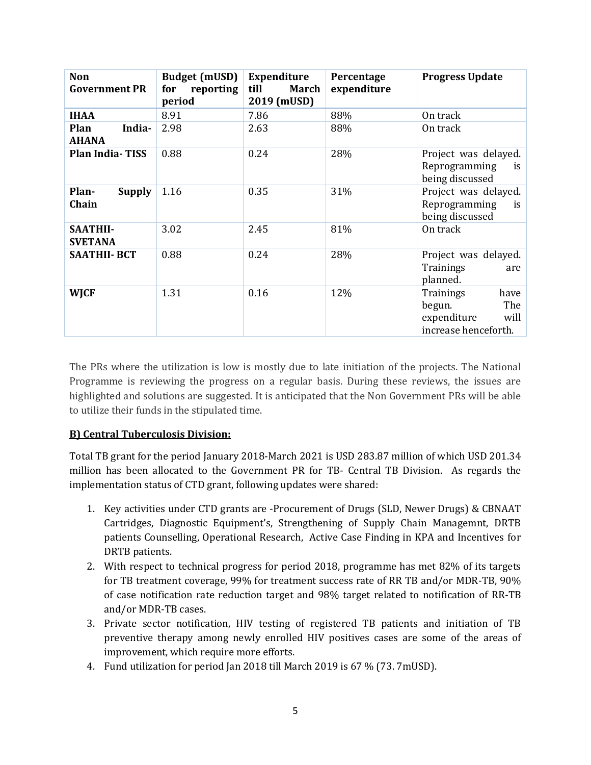| Non Government PR | Budget (mUSD) for reporting period | Expenditure till March 2019 (mUSD) | Percentage expenditure | Progress Update |
|---|---|---|---|---|
| **IHAA** | 8.91 | 7.86 | 88% | On track |
| **Plan India-AHANA** | 2.98 | 2.63 | 88% | On track |
| **Plan India- TISS** | 0.88 | 0.24 | 28% | Project was delayed. Reprogramming is being discussed |
| **Plan- Supply Chain** | 1.16 | 0.35 | 31% | Project was delayed. Reprogramming is being discussed |
| **SAATHII-SVETANA** | 3.02 | 2.45 | 81% | On track |
| **SAATHII- BCT** | 0.88 | 0.24 | 28% | Project was delayed. Trainings are planned. |
| **WJCF** | 1.31 | 0.16 | 12% | Trainings have begun. The expenditure will increase henceforth. |

The PRs where the utilization is low is mostly due to late initiation of the projects. The National Programme is reviewing the progress on a regular basis. During these reviews, the issues are highlighted and solutions are suggested. It is anticipated that the Non Government PRs will be able to utilize their funds in the stipulated time.

**B) Central Tuberculosis Division:**

Total TB grant for the period January 2018-March 2021 is USD 283.87 million of which USD 201.34 million has been allocated to the Government PR for TB- Central TB Division. As regards the implementation status of CTD grant, following updates were shared:

1. Key activities under CTD grants are -Procurement of Drugs (SLD, Newer Drugs) & CBNAAT Cartridges, Diagnostic Equipment's, Strengthening of Supply Chain Managemnt, DRTB patients Counselling, Operational Research, Active Case Finding in KPA and Incentives for DRTB patients.
2. With respect to technical progress for period 2018, programme has met 82% of its targets for TB treatment coverage, 99% for treatment success rate of RR TB and/or MDR-TB, 90% of case notification rate reduction target and 98% target related to notification of RR-TB and/or MDR-TB cases.
3. Private sector notification, HIV testing of registered TB patients and initiation of TB preventive therapy among newly enrolled HIV positives cases are some of the areas of improvement, which require more efforts.
4. Fund utilization for period Jan 2018 till March 2019 is 67 % (73. 7mUSD).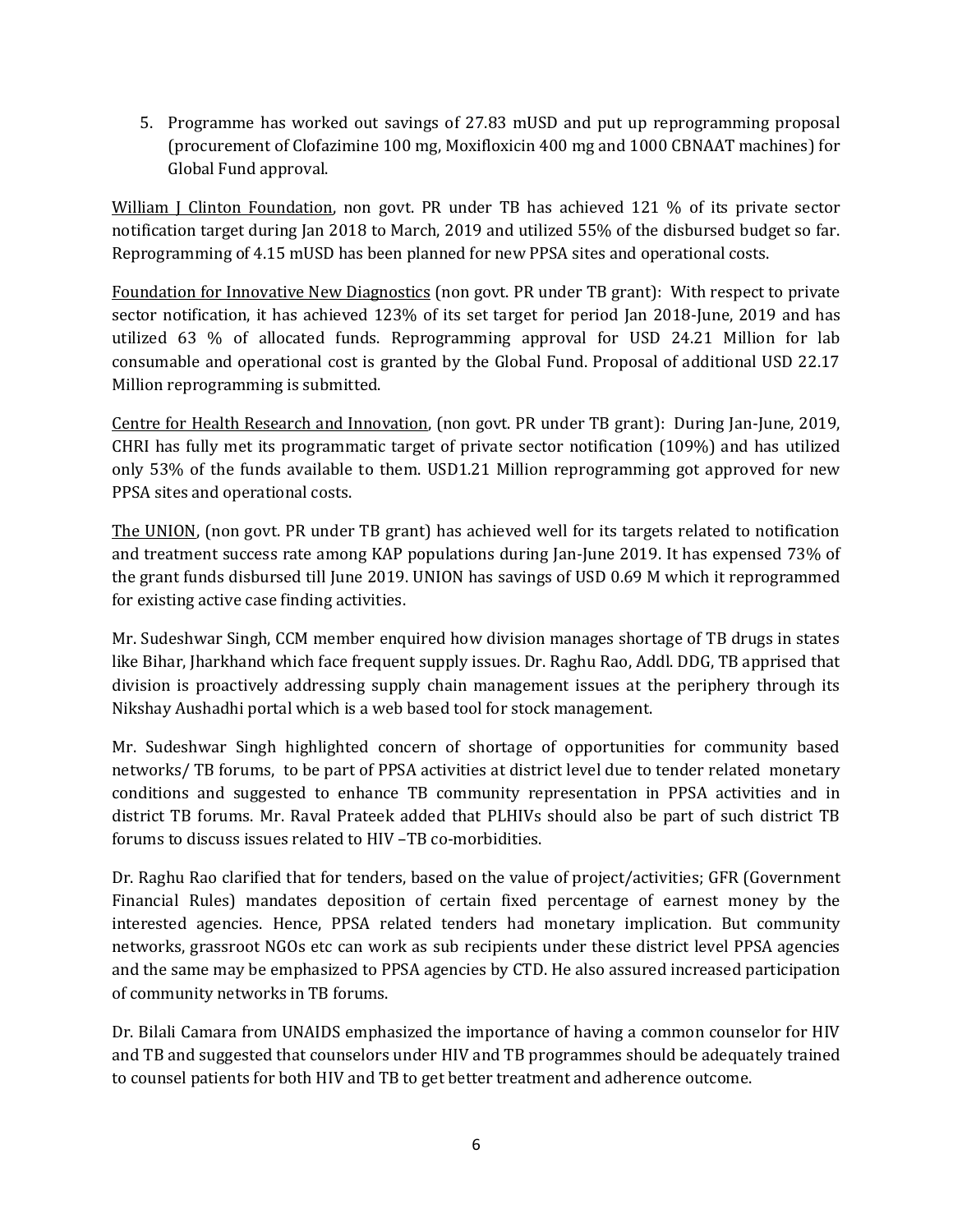5. Programme has worked out savings of 27.83 mUSD and put up reprogramming proposal (procurement of Clofazimine 100 mg, Moxifloxicin 400 mg and 1000 CBNAAT machines) for Global Fund approval.

William J Clinton Foundation, non govt. PR under TB has achieved 121 % of its private sector notification target during Jan 2018 to March, 2019 and utilized 55% of the disbursed budget so far. Reprogramming of 4.15 mUSD has been planned for new PPSA sites and operational costs.

Foundation for Innovative New Diagnostics (non govt. PR under TB grant): With respect to private sector notification, it has achieved 123% of its set target for period Jan 2018-June, 2019 and has utilized 63 % of allocated funds. Reprogramming approval for USD 24.21 Million for lab consumable and operational cost is granted by the Global Fund. Proposal of additional USD 22.17 Million reprogramming is submitted.

Centre for Health Research and Innovation, (non govt. PR under TB grant): During Jan-June, 2019, CHRI has fully met its programmatic target of private sector notification (109%) and has utilized only 53% of the funds available to them. USD1.21 Million reprogramming got approved for new PPSA sites and operational costs.

The UNION, (non govt. PR under TB grant) has achieved well for its targets related to notification and treatment success rate among KAP populations during Jan-June 2019. It has expensed 73% of the grant funds disbursed till June 2019. UNION has savings of USD 0.69 M which it reprogrammed for existing active case finding activities.

Mr. Sudeshwar Singh, CCM member enquired how division manages shortage of TB drugs in states like Bihar, Jharkhand which face frequent supply issues. Dr. Raghu Rao, Addl. DDG, TB apprised that division is proactively addressing supply chain management issues at the periphery through its Nikshay Aushadhi portal which is a web based tool for stock management.

Mr. Sudeshwar Singh highlighted concern of shortage of opportunities for community based networks/ TB forums, to be part of PPSA activities at district level due to tender related monetary conditions and suggested to enhance TB community representation in PPSA activities and in district TB forums. Mr. Raval Prateek added that PLHIVs should also be part of such district TB forums to discuss issues related to HIV –TB co-morbidities.

Dr. Raghu Rao clarified that for tenders, based on the value of project/activities; GFR (Government Financial Rules) mandates deposition of certain fixed percentage of earnest money by the interested agencies. Hence, PPSA related tenders had monetary implication. But community networks, grassroot NGOs etc can work as sub recipients under these district level PPSA agencies and the same may be emphasized to PPSA agencies by CTD. He also assured increased participation of community networks in TB forums.

Dr. Bilali Camara from UNAIDS emphasized the importance of having a common counselor for HIV and TB and suggested that counselors under HIV and TB programmes should be adequately trained to counsel patients for both HIV and TB to get better treatment and adherence outcome.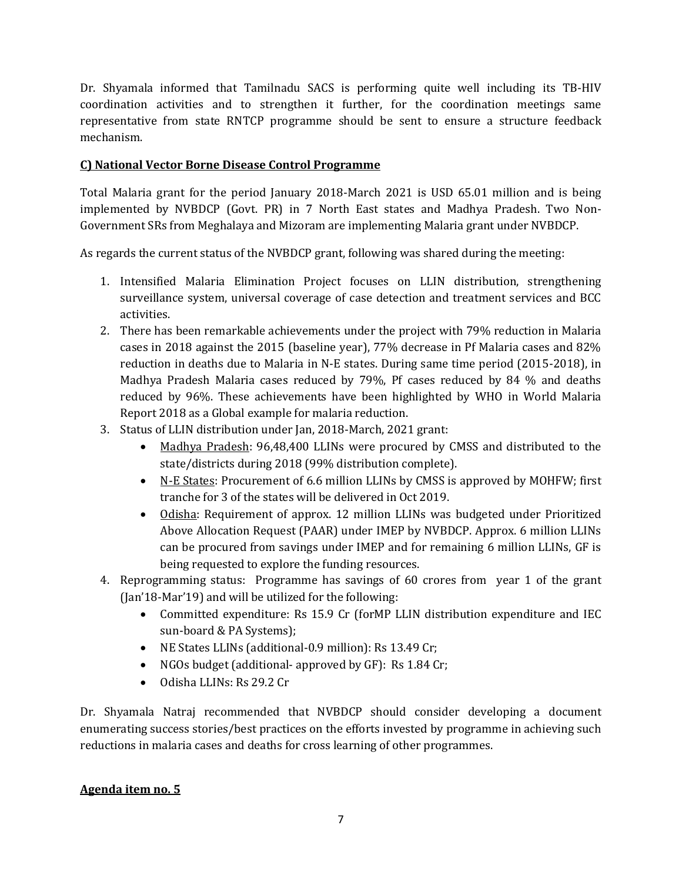Dr. Shyamala informed that Tamilnadu SACS is performing quite well including its TB-HIV coordination activities and to strengthen it further, for the coordination meetings same representative from state RNTCP programme should be sent to ensure a structure feedback mechanism.

**C) National Vector Borne Disease Control Programme**

Total Malaria grant for the period January 2018-March 2021 is USD 65.01 million and is being implemented by NVBDCP (Govt. PR) in 7 North East states and Madhya Pradesh. Two Non-Government SRs from Meghalaya and Mizoram are implementing Malaria grant under NVBDCP.

As regards the current status of the NVBDCP grant, following was shared during the meeting:

1. Intensified Malaria Elimination Project focuses on LLIN distribution, strengthening surveillance system, universal coverage of case detection and treatment services and BCC activities.
2. There has been remarkable achievements under the project with 79% reduction in Malaria cases in 2018 against the 2015 (baseline year), 77% decrease in Pf Malaria cases and 82% reduction in deaths due to Malaria in N-E states. During same time period (2015-2018), in Madhya Pradesh Malaria cases reduced by 79%, Pf cases reduced by 84 % and deaths reduced by 96%. These achievements have been highlighted by WHO in World Malaria Report 2018 as a Global example for malaria reduction.
3. Status of LLIN distribution under Jan, 2018-March, 2021 grant:
    - Madhya Pradesh: 96,48,400 LLINs were procured by CMSS and distributed to the state/districts during 2018 (99% distribution complete).
    - N-E States: Procurement of 6.6 million LLINs by CMSS is approved by MOHFW; first tranche for 3 of the states will be delivered in Oct 2019.
    - Odisha: Requirement of approx. 12 million LLINs was budgeted under Prioritized Above Allocation Request (PAAR) under IMEP by NVBDCP. Approx. 6 million LLINs can be procured from savings under IMEP and for remaining 6 million LLINs, GF is being requested to explore the funding resources.
4. Reprogramming status: Programme has savings of 60 crores from year 1 of the grant (Jan'18-Mar'19) and will be utilized for the following:
    - Committed expenditure: Rs 15.9 Cr (forMP LLIN distribution expenditure and IEC sun-board & PA Systems);
    - NE States LLINs (additional-0.9 million): Rs 13.49 Cr;
    - NGOs budget (additional- approved by GF): Rs 1.84 Cr;
    - Odisha LLINs: Rs 29.2 Cr

Dr. Shyamala Natraj recommended that NVBDCP should consider developing a document enumerating success stories/best practices on the efforts invested by programme in achieving such reductions in malaria cases and deaths for cross learning of other programmes.

**Agenda item no. 5**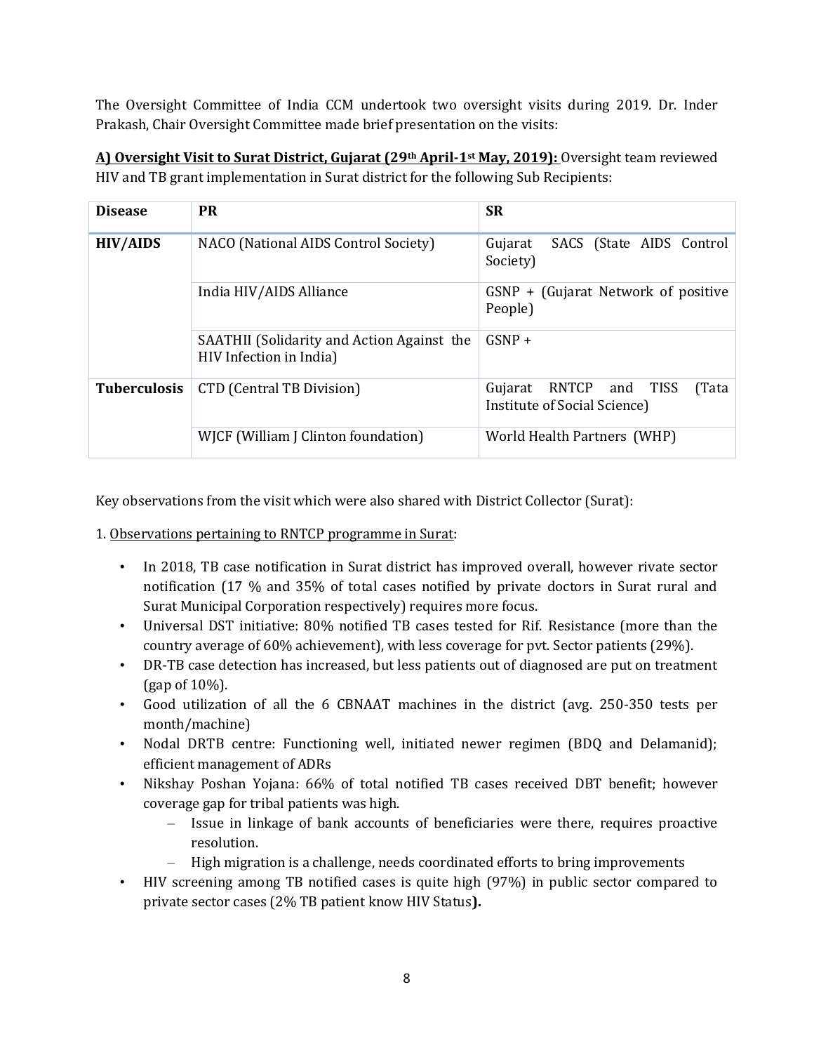The Oversight Committee of India CCM undertook two oversight visits during 2019. Dr. Inder Prakash, Chair Oversight Committee made brief presentation on the visits:

**A) Oversight Visit to Surat District, Gujarat (29th April-1st May, 2019):** Oversight team reviewed HIV and TB grant implementation in Surat district for the following Sub Recipients:

| Disease | PR | SR |
|---|---|---|
| **HIV/AIDS** | NACO (National AIDS Control Society) | Gujarat SACS (State AIDS Control Society) |
| | India HIV/AIDS Alliance | GSNP + (Gujarat Network of positive People) |
| | SAATHII (Solidarity and Action Against the HIV Infection in India) | GSNP + |
| **Tuberculosis** | CTD (Central TB Division) | Gujarat RNTCP and TISS (Tata Institute of Social Science) |
| | WJCF (William J Clinton foundation) | World Health Partners (WHP) |

Key observations from the visit which were also shared with District Collector (Surat):

1. Observations pertaining to RNTCP programme in Surat:

- In 2018, TB case notification in Surat district has improved overall, however rivate sector notification (17 % and 35% of total cases notified by private doctors in Surat rural and Surat Municipal Corporation respectively) requires more focus.
- Universal DST initiative: 80% notified TB cases tested for Rif. Resistance (more than the country average of 60% achievement), with less coverage for pvt. Sector patients (29%).
- DR-TB case detection has increased, but less patients out of diagnosed are put on treatment (gap of 10%).
- Good utilization of all the 6 CBNAAT machines in the district (avg. 250-350 tests per month/machine)
- Nodal DRTB centre: Functioning well, initiated newer regimen (BDQ and Delamanid); efficient management of ADRs
- Nikshay Poshan Yojana: 66% of total notified TB cases received DBT benefit; however coverage gap for tribal patients was high.
  - Issue in linkage of bank accounts of beneficiaries were there, requires proactive resolution.
  - High migration is a challenge, needs coordinated efforts to bring improvements
- HIV screening among TB notified cases is quite high (97%) in public sector compared to private sector cases (2% TB patient know HIV Status**).**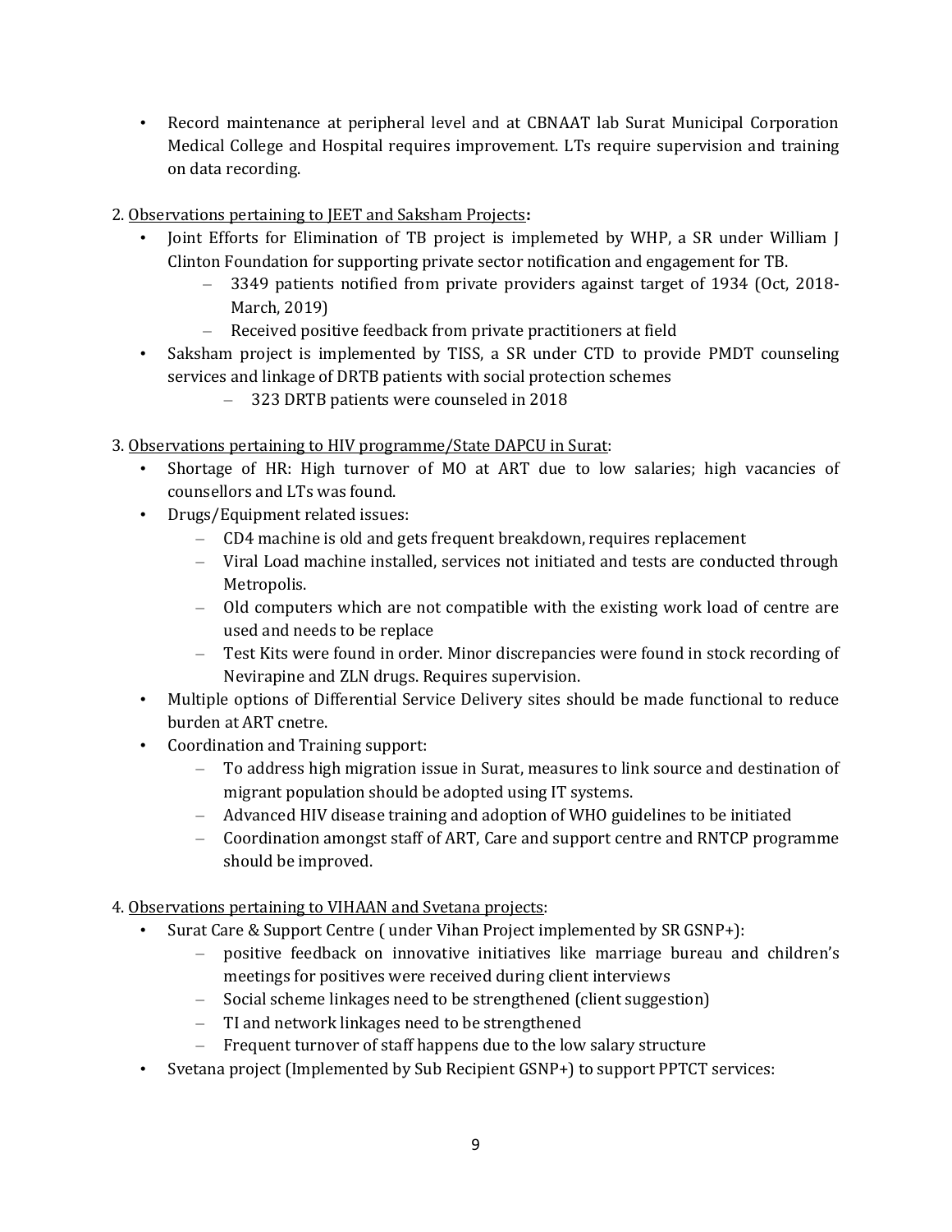- Record maintenance at peripheral level and at CBNAAT lab Surat Municipal Corporation Medical College and Hospital requires improvement. LTs require supervision and training on data recording.

2. <u>Observations pertaining to JEET and Saksham Projects</u>**:**
   - Joint Efforts for Elimination of TB project is implemeted by WHP, a SR under William J Clinton Foundation for supporting private sector notification and engagement for TB.
     - 3349 patients notified from private providers against target of 1934 (Oct, 2018-March, 2019)
     - Received positive feedback from private practitioners at field
   - Saksham project is implemented by TISS, a SR under CTD to provide PMDT counseling services and linkage of DRTB patients with social protection schemes
     - 323 DRTB patients were counseled in 2018

3. <u>Observations pertaining to HIV programme/State DAPCU in Surat</u>:
   - Shortage of HR: High turnover of MO at ART due to low salaries; high vacancies of counsellors and LTs was found.
   - Drugs/Equipment related issues:
     - CD4 machine is old and gets frequent breakdown, requires replacement
     - Viral Load machine installed, services not initiated and tests are conducted through Metropolis.
     - Old computers which are not compatible with the existing work load of centre are used and needs to be replace
     - Test Kits were found in order. Minor discrepancies were found in stock recording of Nevirapine and ZLN drugs. Requires supervision.
   - Multiple options of Differential Service Delivery sites should be made functional to reduce burden at ART cnetre.
   - Coordination and Training support:
     - To address high migration issue in Surat, measures to link source and destination of migrant population should be adopted using IT systems.
     - Advanced HIV disease training and adoption of WHO guidelines to be initiated
     - Coordination amongst staff of ART, Care and support centre and RNTCP programme should be improved.

4. <u>Observations pertaining to VIHAAN and Svetana projects</u>:
   - Surat Care & Support Centre ( under Vihan Project implemented by SR GSNP+):
     - positive feedback on innovative initiatives like marriage bureau and children's meetings for positives were received during client interviews
     - Social scheme linkages need to be strengthened (client suggestion)
     - TI and network linkages need to be strengthened
     - Frequent turnover of staff happens due to the low salary structure
   - Svetana project (Implemented by Sub Recipient GSNP+) to support PPTCT services: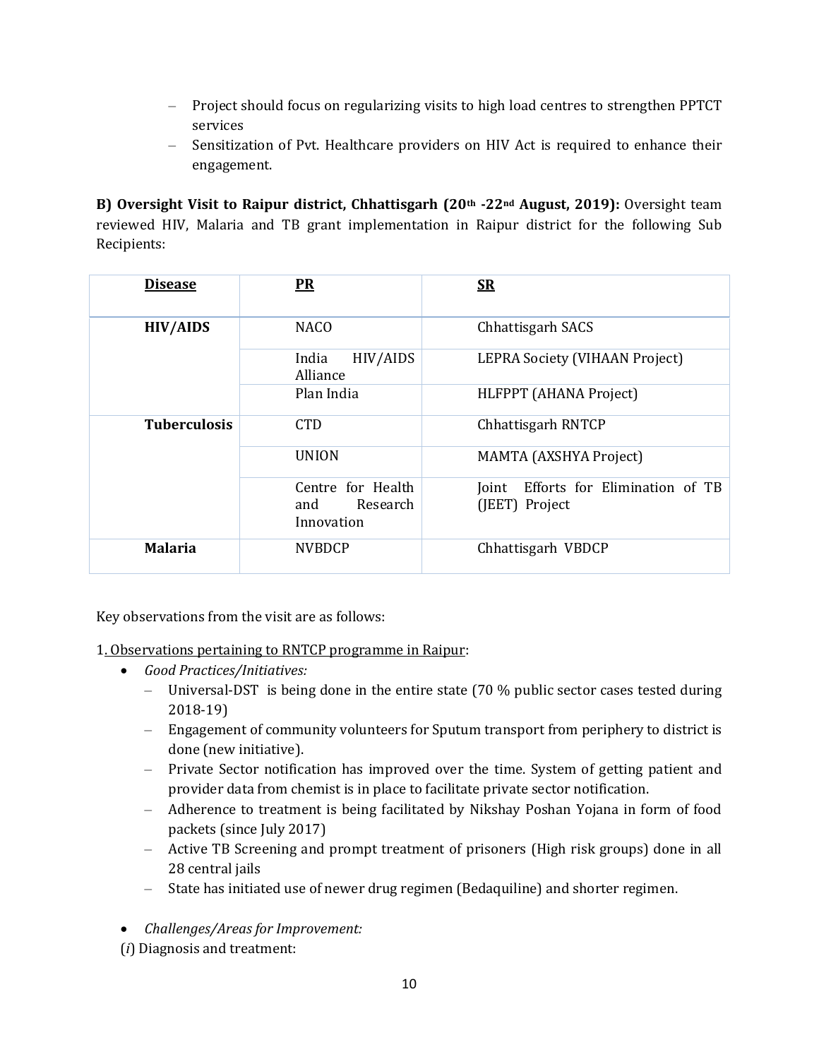- Project should focus on regularizing visits to high load centres to strengthen PPTCT services
- Sensitization of Pvt. Healthcare providers on HIV Act is required to enhance their engagement.

**B) Oversight Visit to Raipur district, Chhattisgarh (20th -22nd August, 2019):** Oversight team reviewed HIV, Malaria and TB grant implementation in Raipur district for the following Sub Recipients:

| Disease | PR | SR |
|---|---|---|
| **HIV/AIDS** | NACO | Chhattisgarh SACS |
| | India HIV/AIDS Alliance | LEPRA Society (VIHAAN Project) |
| | Plan India | HLFPPT (AHANA Project) |
| **Tuberculosis** | CTD | Chhattisgarh RNTCP |
| | UNION | MAMTA (AXSHYA Project) |
| | Centre for Health and Research Innovation | Joint Efforts for Elimination of TB (JEET) Project |
| **Malaria** | NVBDCP | Chhattisgarh VBDCP |

Key observations from the visit are as follows:

1. Observations pertaining to RNTCP programme in Raipur:

- *Good Practices/Initiatives:*
  - Universal-DST is being done in the entire state (70 % public sector cases tested during 2018-19)
  - Engagement of community volunteers for Sputum transport from periphery to district is done (new initiative).
  - Private Sector notification has improved over the time. System of getting patient and provider data from chemist is in place to facilitate private sector notification.
  - Adherence to treatment is being facilitated by Nikshay Poshan Yojana in form of food packets (since July 2017)
  - Active TB Screening and prompt treatment of prisoners (High risk groups) done in all 28 central jails
  - State has initiated use of newer drug regimen (Bedaquiline) and shorter regimen.

- *Challenges/Areas for Improvement:*

(*i*) Diagnosis and treatment: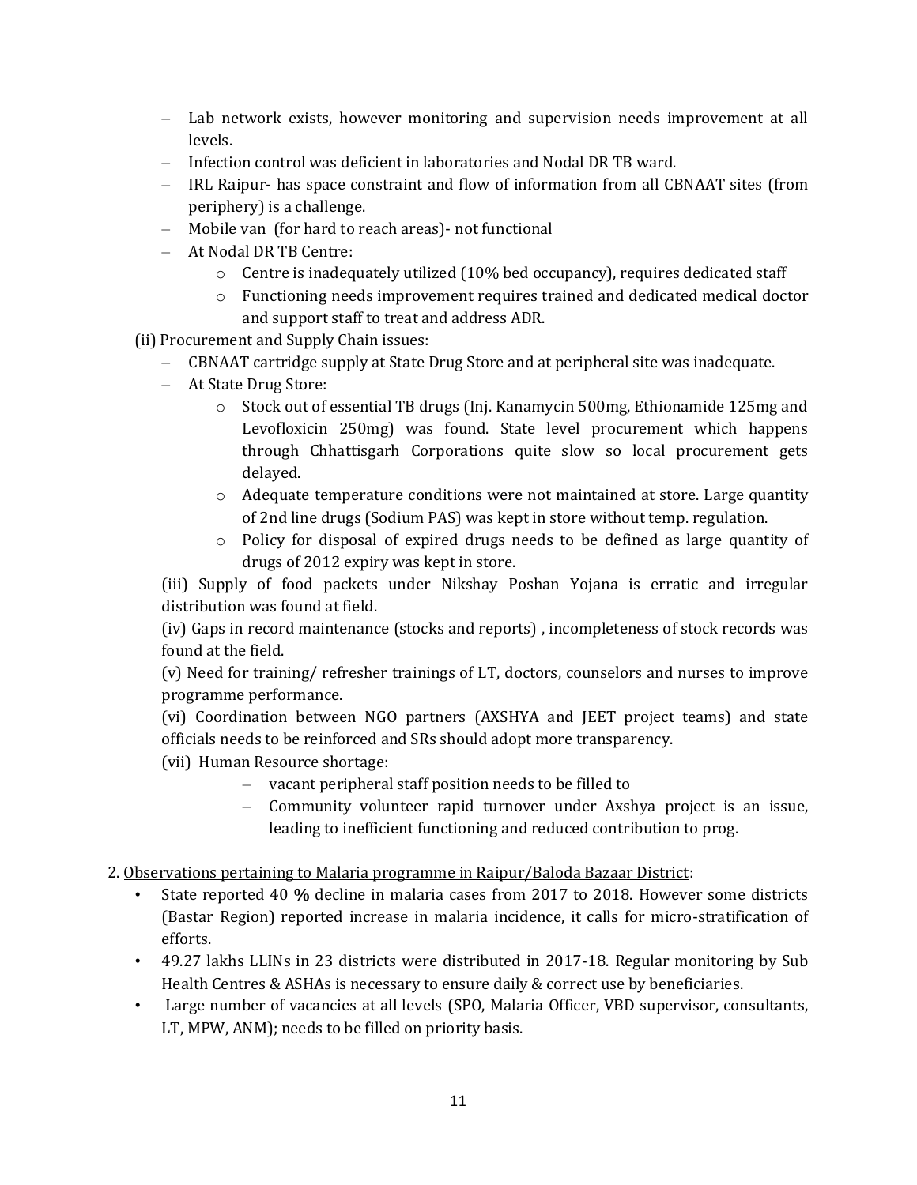- Lab network exists, however monitoring and supervision needs improvement at all levels.
- Infection control was deficient in laboratories and Nodal DR TB ward.
- IRL Raipur- has space constraint and flow of information from all CBNAAT sites (from periphery) is a challenge.
- Mobile van (for hard to reach areas)- not functional
- At Nodal DR TB Centre:
  - Centre is inadequately utilized (10% bed occupancy), requires dedicated staff
  - Functioning needs improvement requires trained and dedicated medical doctor and support staff to treat and address ADR.

(ii) Procurement and Supply Chain issues:

- CBNAAT cartridge supply at State Drug Store and at peripheral site was inadequate.
- At State Drug Store:
  - Stock out of essential TB drugs (Inj. Kanamycin 500mg, Ethionamide 125mg and Levofloxicin 250mg) was found. State level procurement which happens through Chhattisgarh Corporations quite slow so local procurement gets delayed.
  - Adequate temperature conditions were not maintained at store. Large quantity of 2nd line drugs (Sodium PAS) was kept in store without temp. regulation.
  - Policy for disposal of expired drugs needs to be defined as large quantity of drugs of 2012 expiry was kept in store.

(iii) Supply of food packets under Nikshay Poshan Yojana is erratic and irregular distribution was found at field.

(iv) Gaps in record maintenance (stocks and reports) , incompleteness of stock records was found at the field.

(v) Need for training/ refresher trainings of LT, doctors, counselors and nurses to improve programme performance.

(vi) Coordination between NGO partners (AXSHYA and JEET project teams) and state officials needs to be reinforced and SRs should adopt more transparency.

(vii) Human Resource shortage:

- vacant peripheral staff position needs to be filled to
- Community volunteer rapid turnover under Axshya project is an issue, leading to inefficient functioning and reduced contribution to prog.

2. Observations pertaining to Malaria programme in Raipur/Baloda Bazaar District:

- State reported 40 **%** decline in malaria cases from 2017 to 2018. However some districts (Bastar Region) reported increase in malaria incidence, it calls for micro-stratification of efforts.
- 49.27 lakhs LLINs in 23 districts were distributed in 2017-18. Regular monitoring by Sub Health Centres & ASHAs is necessary to ensure daily & correct use by beneficiaries.
- Large number of vacancies at all levels (SPO, Malaria Officer, VBD supervisor, consultants, LT, MPW, ANM); needs to be filled on priority basis.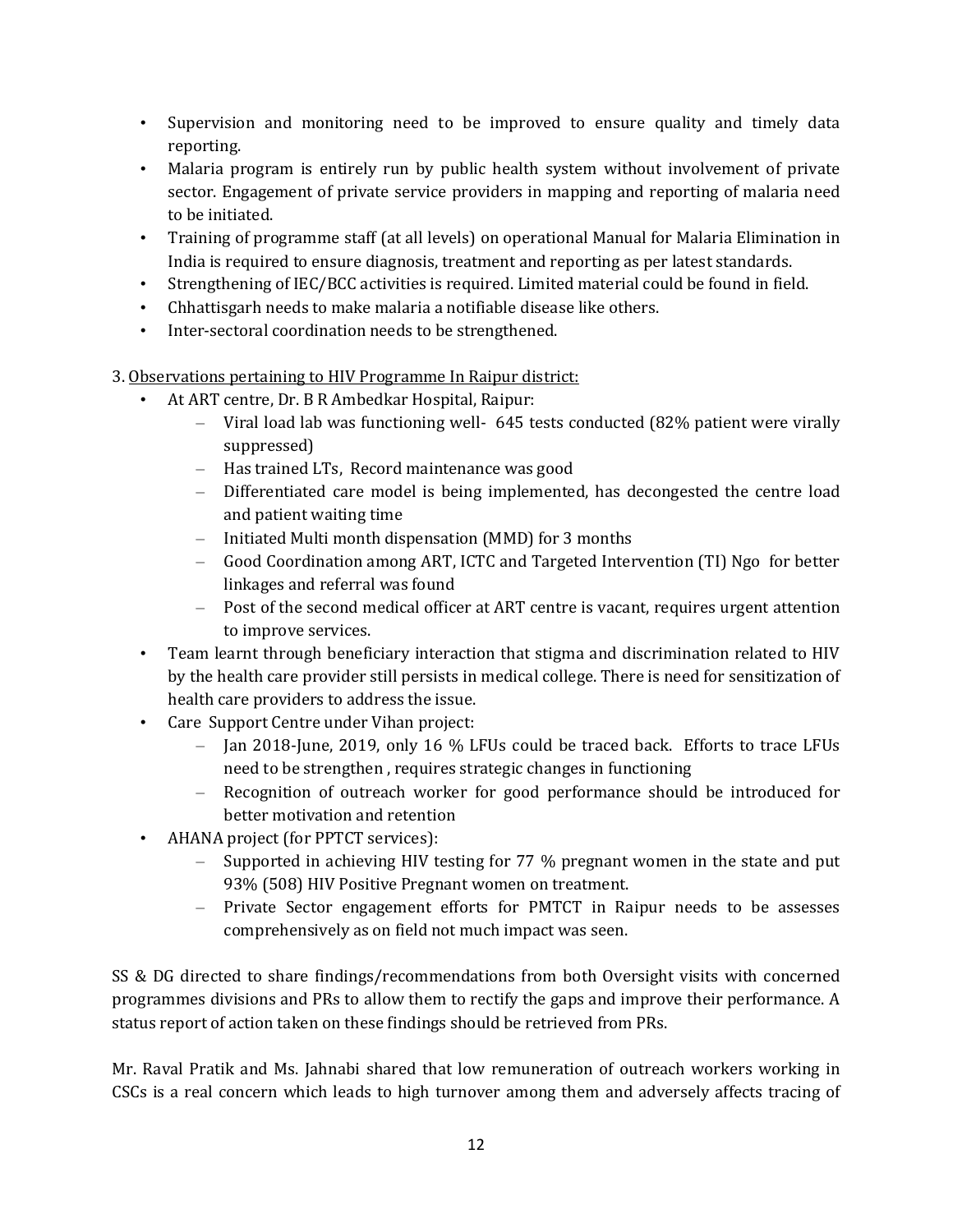- Supervision and monitoring need to be improved to ensure quality and timely data reporting.
- Malaria program is entirely run by public health system without involvement of private sector. Engagement of private service providers in mapping and reporting of malaria need to be initiated.
- Training of programme staff (at all levels) on operational Manual for Malaria Elimination in India is required to ensure diagnosis, treatment and reporting as per latest standards.
- Strengthening of IEC/BCC activities is required. Limited material could be found in field.
- Chhattisgarh needs to make malaria a notifiable disease like others.
- Inter-sectoral coordination needs to be strengthened.

3. Observations pertaining to HIV Programme In Raipur district:

- At ART centre, Dr. B R Ambedkar Hospital, Raipur:
  - Viral load lab was functioning well- 645 tests conducted (82% patient were virally suppressed)
  - Has trained LTs, Record maintenance was good
  - Differentiated care model is being implemented, has decongested the centre load and patient waiting time
  - Initiated Multi month dispensation (MMD) for 3 months
  - Good Coordination among ART, ICTC and Targeted Intervention (TI) Ngo for better linkages and referral was found
  - Post of the second medical officer at ART centre is vacant, requires urgent attention to improve services.
- Team learnt through beneficiary interaction that stigma and discrimination related to HIV by the health care provider still persists in medical college. There is need for sensitization of health care providers to address the issue.
- Care Support Centre under Vihan project:
  - Jan 2018-June, 2019, only 16 % LFUs could be traced back. Efforts to trace LFUs need to be strengthen , requires strategic changes in functioning
  - Recognition of outreach worker for good performance should be introduced for better motivation and retention
- AHANA project (for PPTCT services):
  - Supported in achieving HIV testing for 77 % pregnant women in the state and put 93% (508) HIV Positive Pregnant women on treatment.
  - Private Sector engagement efforts for PMTCT in Raipur needs to be assesses comprehensively as on field not much impact was seen.

SS & DG directed to share findings/recommendations from both Oversight visits with concerned programmes divisions and PRs to allow them to rectify the gaps and improve their performance. A status report of action taken on these findings should be retrieved from PRs.

Mr. Raval Pratik and Ms. Jahnabi shared that low remuneration of outreach workers working in CSCs is a real concern which leads to high turnover among them and adversely affects tracing of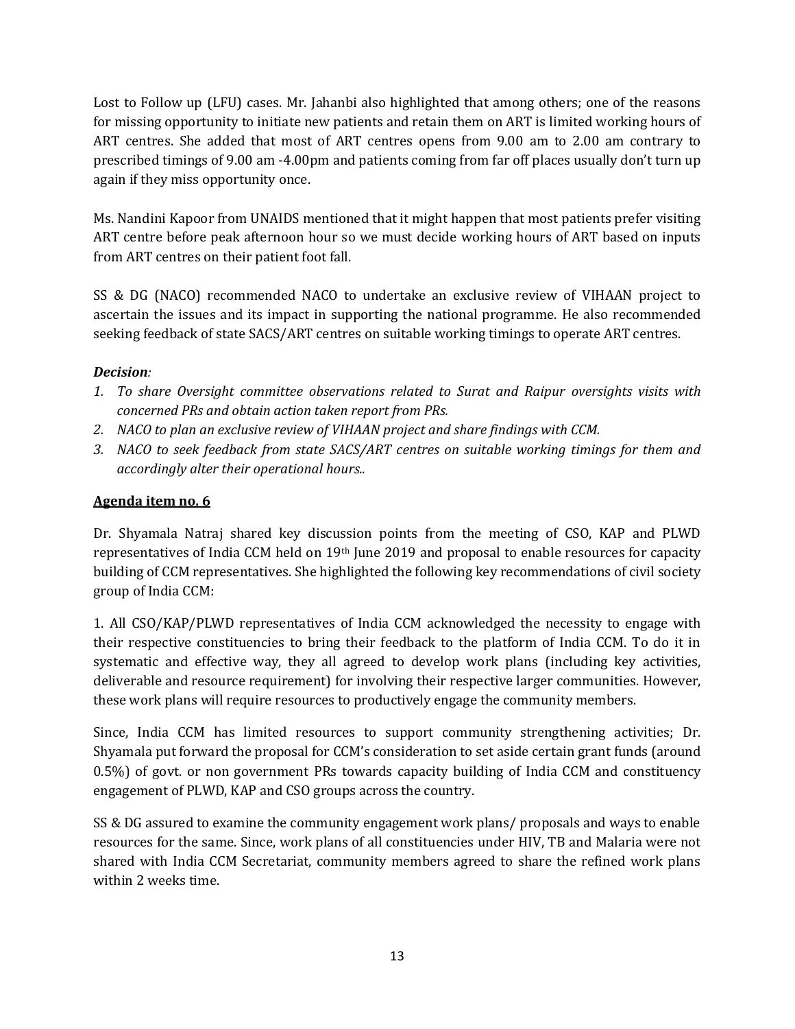Lost to Follow up (LFU) cases. Mr. Jahanbi also highlighted that among others; one of the reasons for missing opportunity to initiate new patients and retain them on ART is limited working hours of ART centres. She added that most of ART centres opens from 9.00 am to 2.00 am contrary to prescribed timings of 9.00 am -4.00pm and patients coming from far off places usually don't turn up again if they miss opportunity once.

Ms. Nandini Kapoor from UNAIDS mentioned that it might happen that most patients prefer visiting ART centre before peak afternoon hour so we must decide working hours of ART based on inputs from ART centres on their patient foot fall.

SS & DG (NACO) recommended NACO to undertake an exclusive review of VIHAAN project to ascertain the issues and its impact in supporting the national programme. He also recommended seeking feedback of state SACS/ART centres on suitable working timings to operate ART centres.

***Decision:***

1. *To share Oversight committee observations related to Surat and Raipur oversights visits with concerned PRs and obtain action taken report from PRs.*
2. *NACO to plan an exclusive review of VIHAAN project and share findings with CCM.*
3. *NACO to seek feedback from state SACS/ART centres on suitable working timings for them and accordingly alter their operational hours..*

**Agenda item no. 6**

Dr. Shyamala Natraj shared key discussion points from the meeting of CSO, KAP and PLWD representatives of India CCM held on 19th June 2019 and proposal to enable resources for capacity building of CCM representatives. She highlighted the following key recommendations of civil society group of India CCM:

1. All CSO/KAP/PLWD representatives of India CCM acknowledged the necessity to engage with their respective constituencies to bring their feedback to the platform of India CCM. To do it in systematic and effective way, they all agreed to develop work plans (including key activities, deliverable and resource requirement) for involving their respective larger communities. However, these work plans will require resources to productively engage the community members.

Since, India CCM has limited resources to support community strengthening activities; Dr. Shyamala put forward the proposal for CCM's consideration to set aside certain grant funds (around 0.5%) of govt. or non government PRs towards capacity building of India CCM and constituency engagement of PLWD, KAP and CSO groups across the country.

SS & DG assured to examine the community engagement work plans/ proposals and ways to enable resources for the same. Since, work plans of all constituencies under HIV, TB and Malaria were not shared with India CCM Secretariat, community members agreed to share the refined work plans within 2 weeks time.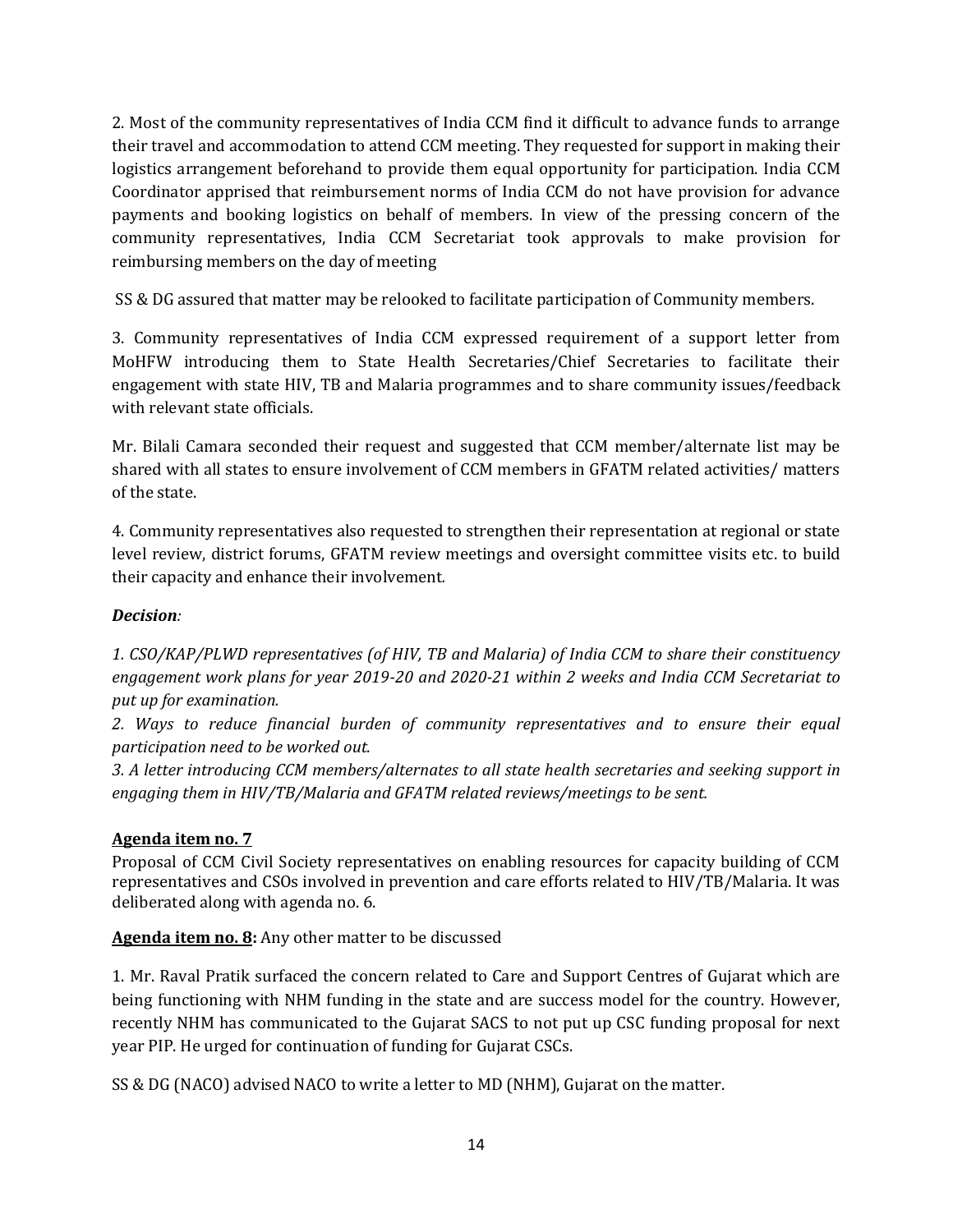2. Most of the community representatives of India CCM find it difficult to advance funds to arrange their travel and accommodation to attend CCM meeting. They requested for support in making their logistics arrangement beforehand to provide them equal opportunity for participation. India CCM Coordinator apprised that reimbursement norms of India CCM do not have provision for advance payments and booking logistics on behalf of members. In view of the pressing concern of the community representatives, India CCM Secretariat took approvals to make provision for reimbursing members on the day of meeting

SS & DG assured that matter may be relooked to facilitate participation of Community members.

3. Community representatives of India CCM expressed requirement of a support letter from MoHFW introducing them to State Health Secretaries/Chief Secretaries to facilitate their engagement with state HIV, TB and Malaria programmes and to share community issues/feedback with relevant state officials.

Mr. Bilali Camara seconded their request and suggested that CCM member/alternate list may be shared with all states to ensure involvement of CCM members in GFATM related activities/ matters of the state.

4. Community representatives also requested to strengthen their representation at regional or state level review, district forums, GFATM review meetings and oversight committee visits etc. to build their capacity and enhance their involvement.

***Decision:***

*1. CSO/KAP/PLWD representatives (of HIV, TB and Malaria) of India CCM to share their constituency engagement work plans for year 2019-20 and 2020-21 within 2 weeks and India CCM Secretariat to put up for examination.*

*2. Ways to reduce financial burden of community representatives and to ensure their equal participation need to be worked out.*

*3. A letter introducing CCM members/alternates to all state health secretaries and seeking support in engaging them in HIV/TB/Malaria and GFATM related reviews/meetings to be sent.*

**Agenda item no. 7**

Proposal of CCM Civil Society representatives on enabling resources for capacity building of CCM representatives and CSOs involved in prevention and care efforts related to HIV/TB/Malaria. It was deliberated along with agenda no. 6.

**Agenda item no. 8:** Any other matter to be discussed

1. Mr. Raval Pratik surfaced the concern related to Care and Support Centres of Gujarat which are being functioning with NHM funding in the state and are success model for the country. However, recently NHM has communicated to the Gujarat SACS to not put up CSC funding proposal for next year PIP. He urged for continuation of funding for Gujarat CSCs.

SS & DG (NACO) advised NACO to write a letter to MD (NHM), Gujarat on the matter.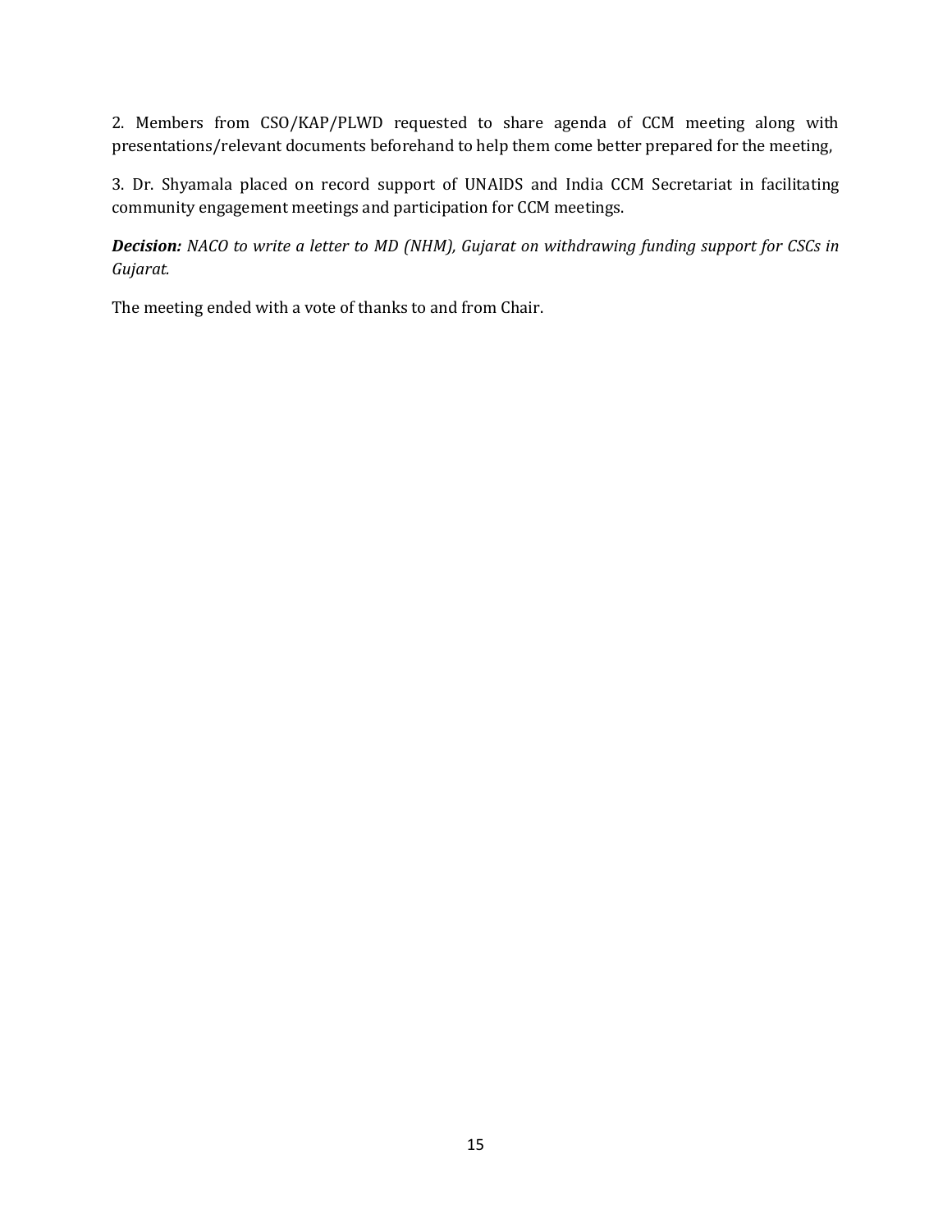2. Members from CSO/KAP/PLWD requested to share agenda of CCM meeting along with presentations/relevant documents beforehand to help them come better prepared for the meeting,

3. Dr. Shyamala placed on record support of UNAIDS and India CCM Secretariat in facilitating community engagement meetings and participation for CCM meetings.

***Decision:*** *NACO to write a letter to MD (NHM), Gujarat on withdrawing funding support for CSCs in Gujarat.*

The meeting ended with a vote of thanks to and from Chair.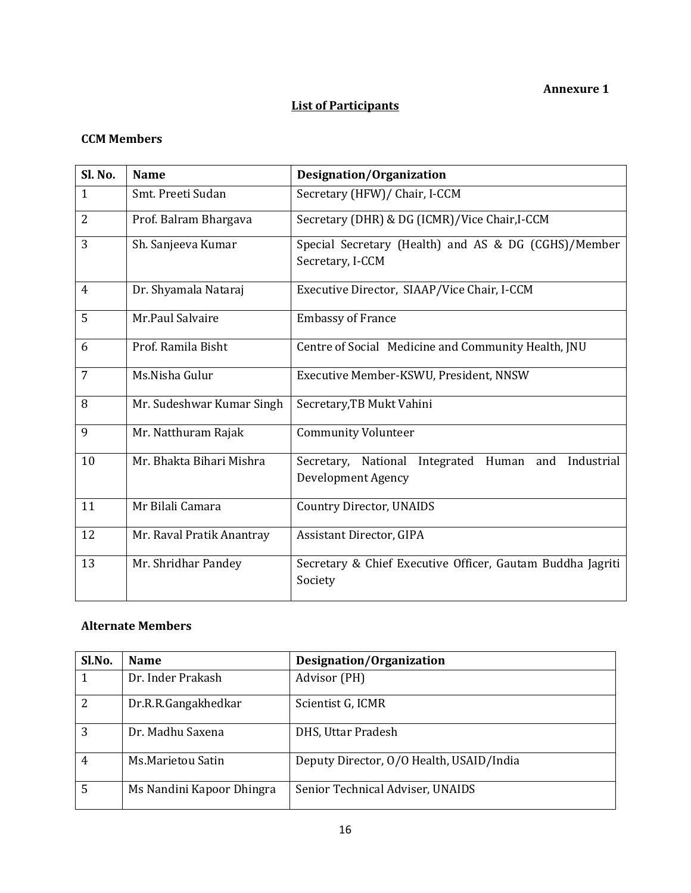**Annexure 1**

## List of Participants

### CCM Members

| Sl. No. | Name | Designation/Organization |
|---|---|---|
| 1 | Smt. Preeti Sudan | Secretary (HFW)/ Chair, I-CCM |
| 2 | Prof. Balram Bhargava | Secretary (DHR) & DG (ICMR)/Vice Chair,I-CCM |
| 3 | Sh. Sanjeeva Kumar | Special Secretary (Health) and AS & DG (CGHS)/Member Secretary, I-CCM |
| 4 | Dr. Shyamala Nataraj | Executive Director, SIAAP/Vice Chair, I-CCM |
| 5 | Mr.Paul Salvaire | Embassy of France |
| 6 | Prof. Ramila Bisht | Centre of Social Medicine and Community Health, JNU |
| 7 | Ms.Nisha Gulur | Executive Member-KSWU, President, NNSW |
| 8 | Mr. Sudeshwar Kumar Singh | Secretary,TB Mukt Vahini |
| 9 | Mr. Natthuram Rajak | Community Volunteer |
| 10 | Mr. Bhakta Bihari Mishra | Secretary, National Integrated Human and Industrial Development Agency |
| 11 | Mr Bilali Camara | Country Director, UNAIDS |
| 12 | Mr. Raval Pratik Anantray | Assistant Director, GIPA |
| 13 | Mr. Shridhar Pandey | Secretary & Chief Executive Officer, Gautam Buddha Jagriti Society |

### Alternate Members

| Sl.No. | Name | Designation/Organization |
|---|---|---|
| 1 | Dr. Inder Prakash | Advisor (PH) |
| 2 | Dr.R.R.Gangakhedkar | Scientist G, ICMR |
| 3 | Dr. Madhu Saxena | DHS, Uttar Pradesh |
| 4 | Ms.Marietou Satin | Deputy Director, O/O Health, USAID/India |
| 5 | Ms Nandini Kapoor Dhingra | Senior Technical Adviser, UNAIDS |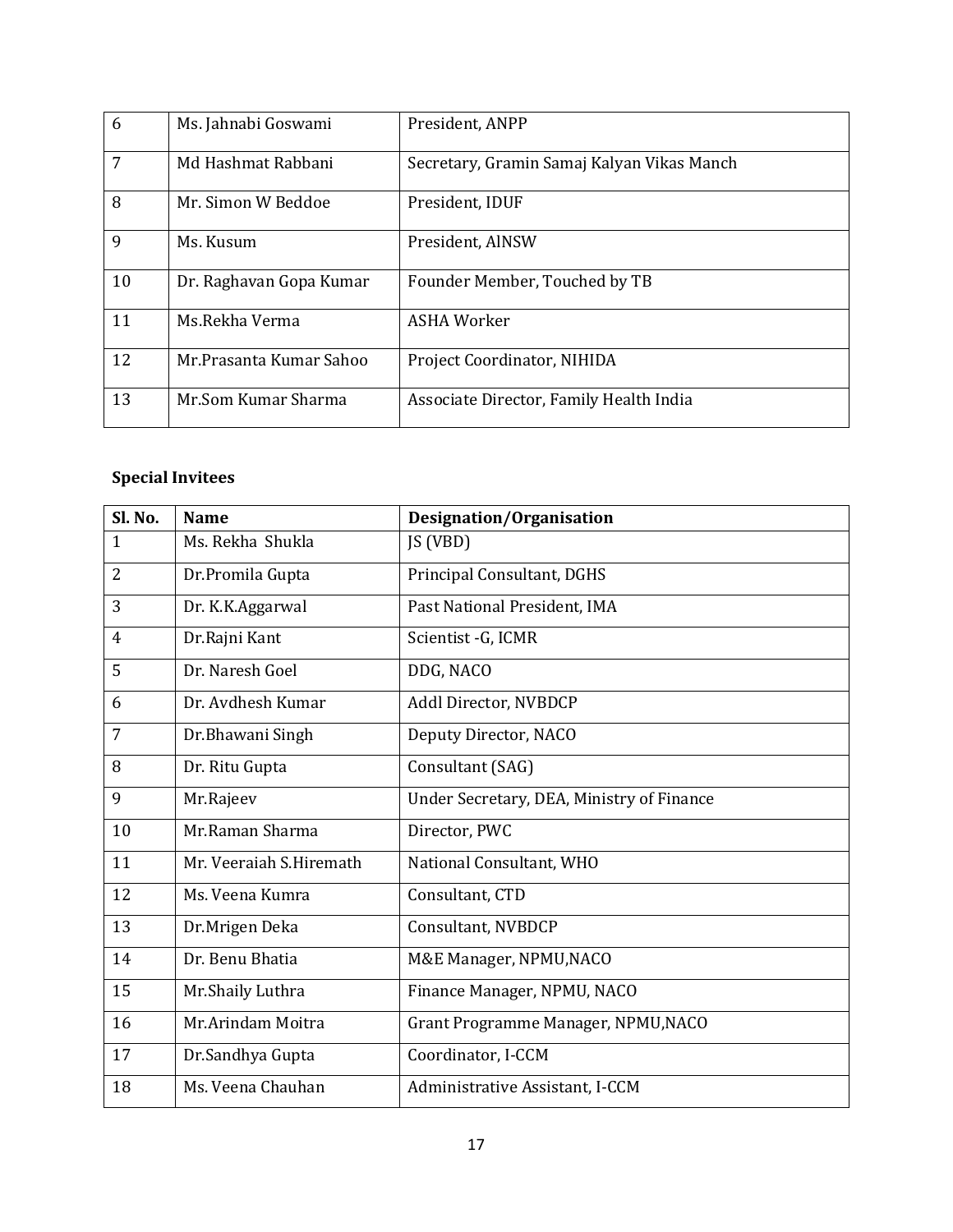| | | |
|---|---|---|
| 6 | Ms. Jahnabi Goswami | President, ANPP |
| 7 | Md Hashmat Rabbani | Secretary, Gramin Samaj Kalyan Vikas Manch |
| 8 | Mr. Simon W Beddoe | President, IDUF |
| 9 | Ms. Kusum | President, AINSW |
| 10 | Dr. Raghavan Gopa Kumar | Founder Member, Touched by TB |
| 11 | Ms.Rekha Verma | ASHA Worker |
| 12 | Mr.Prasanta Kumar Sahoo | Project Coordinator, NIHIDA |
| 13 | Mr.Som Kumar Sharma | Associate Director, Family Health India |

**Special Invitees**

| Sl. No. | Name | Designation/Organisation |
|---|---|---|
| 1 | Ms. Rekha Shukla | JS (VBD) |
| 2 | Dr.Promila Gupta | Principal Consultant, DGHS |
| 3 | Dr. K.K.Aggarwal | Past National President, IMA |
| 4 | Dr.Rajni Kant | Scientist -G, ICMR |
| 5 | Dr. Naresh Goel | DDG, NACO |
| 6 | Dr. Avdhesh Kumar | Addl Director, NVBDCP |
| 7 | Dr.Bhawani Singh | Deputy Director, NACO |
| 8 | Dr. Ritu Gupta | Consultant (SAG) |
| 9 | Mr.Rajeev | Under Secretary, DEA, Ministry of Finance |
| 10 | Mr.Raman Sharma | Director, PWC |
| 11 | Mr. Veeraiah S.Hiremath | National Consultant, WHO |
| 12 | Ms. Veena Kumra | Consultant, CTD |
| 13 | Dr.Mrigen Deka | Consultant, NVBDCP |
| 14 | Dr. Benu Bhatia | M&E Manager, NPMU,NACO |
| 15 | Mr.Shaily Luthra | Finance Manager, NPMU, NACO |
| 16 | Mr.Arindam Moitra | Grant Programme Manager, NPMU,NACO |
| 17 | Dr.Sandhya Gupta | Coordinator, I-CCM |
| 18 | Ms. Veena Chauhan | Administrative Assistant, I-CCM |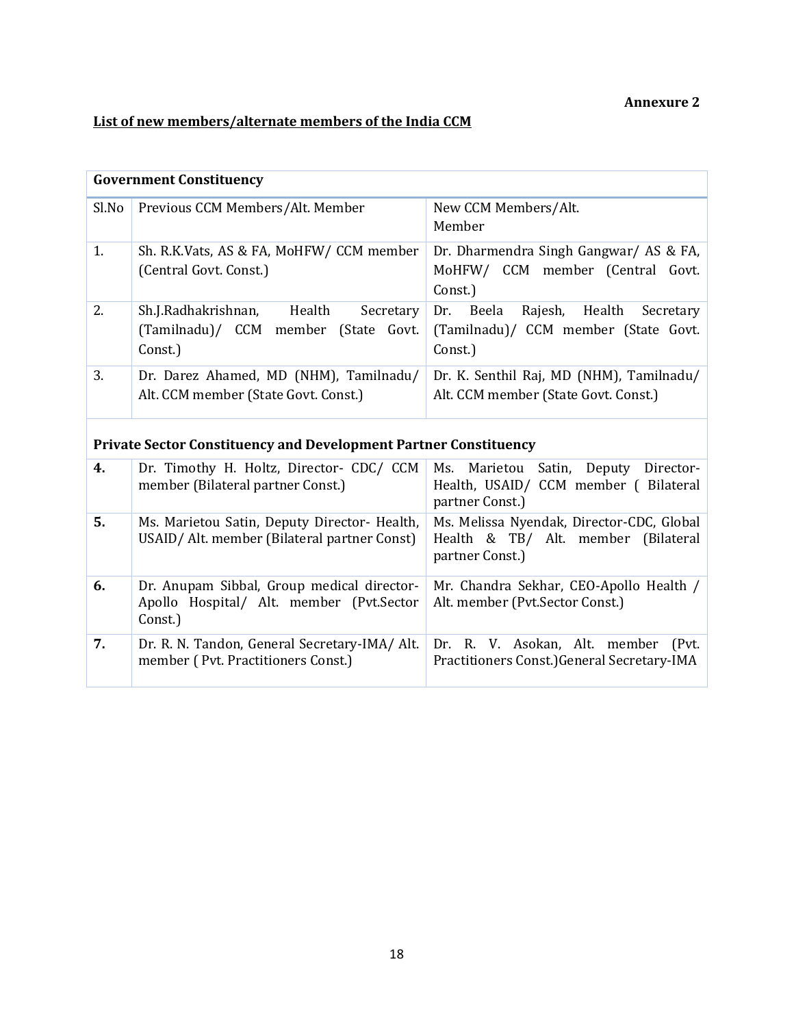**Annexure 2**

**List of new members/alternate members of the India CCM**

| **Government Constituency** | | |
|---|---|---|
| Sl.No | Previous CCM Members/Alt. Member | New CCM Members/Alt. Member |
| 1. | Sh. R.K.Vats, AS & FA, MoHFW/ CCM member (Central Govt. Const.) | Dr. Dharmendra Singh Gangwar/ AS & FA, MoHFW/ CCM member (Central Govt. Const.) |
| 2. | Sh.J.Radhakrishnan, Health Secretary (Tamilnadu)/ CCM member (State Govt. Const.) | Dr. Beela Rajesh, Health Secretary (Tamilnadu)/ CCM member (State Govt. Const.) |
| 3. | Dr. Darez Ahamed, MD (NHM), Tamilnadu/ Alt. CCM member (State Govt. Const.) | Dr. K. Senthil Raj, MD (NHM), Tamilnadu/ Alt. CCM member (State Govt. Const.) |
| **Private Sector Constituency and Development Partner Constituency** | | |
| **4.** | Dr. Timothy H. Holtz, Director- CDC/ CCM member (Bilateral partner Const.) | Ms. Marietou Satin, Deputy Director-Health, USAID/ CCM member ( Bilateral partner Const.) |
| **5.** | Ms. Marietou Satin, Deputy Director- Health, USAID/ Alt. member (Bilateral partner Const) | Ms. Melissa Nyendak, Director-CDC, Global Health & TB/ Alt. member (Bilateral partner Const.) |
| **6.** | Dr. Anupam Sibbal, Group medical director-Apollo Hospital/ Alt. member (Pvt.Sector Const.) | Mr. Chandra Sekhar, CEO-Apollo Health / Alt. member (Pvt.Sector Const.) |
| **7.** | Dr. R. N. Tandon, General Secretary-IMA/ Alt. member ( Pvt. Practitioners Const.) | Dr. R. V. Asokan, Alt. member (Pvt. Practitioners Const.)General Secretary-IMA |